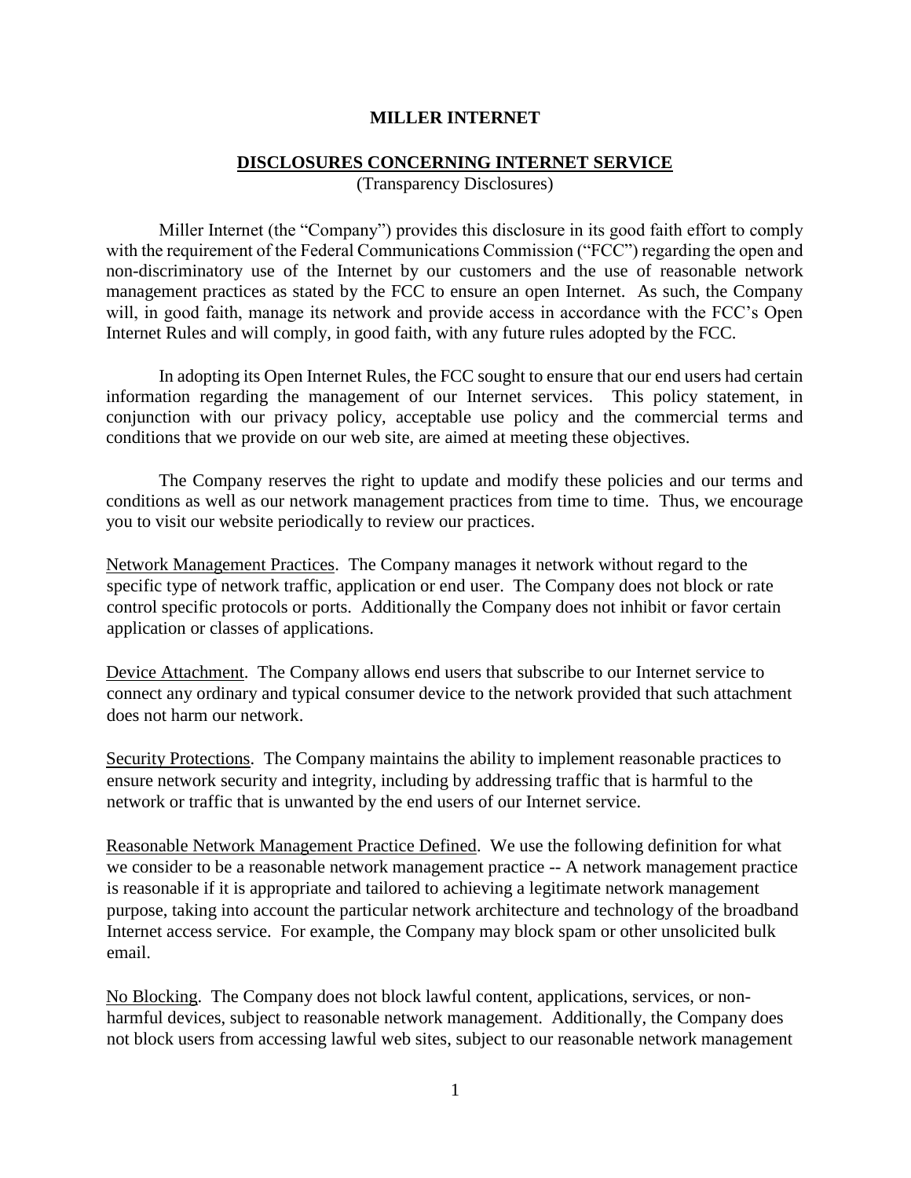# MILLER INTERNET

## DISCLOSURES CONCERNING INTERNET SERVICE

(Transparency Disclosures)

Miller Internet (the "Company") provides this disclosure in its good faith effort to comply with the requirement of the Federal Communications Commission ("FCC") regarding the open and non-discriminatory use of the Internet by our customers and the use of reasonable network management practices as stated by the FCC to ensure an open Internet. As such, the Company will, in good faith, manage its network and provide access in accordance with the FCC's Open Internet Rules and will comply, in good faith, with any future rules adopted by the FCC.

In adopting its Open Internet Rules, the FCC sought to ensure that our end users had certain information regarding the management of our Internet services. This policy statement, in conjunction with our privacy policy, acceptable use policy and the commercial terms and conditions that we provide on our web site, are aimed at meeting these objectives.

The Company reserves the right to update and modify these policies and our terms and conditions as well as our network management practices from time to time. Thus, we encourage you to visit our website periodically to review our practices.

<u>Network Management Practices</u>. The Company manages it network without regard to the specific type of network traffic, application or end user. The Company does not block or rate control specific protocols or ports. Additionally the Company does not inhibit or favor certain application or classes of applications.

<u>Device Attachment</u>. The Company allows end users that subscribe to our Internet service to connect any ordinary and typical consumer device to the network provided that such attachment does not harm our network.

<u>Security Protections</u>. The Company maintains the ability to implement reasonable practices to ensure network security and integrity, including by addressing traffic that is harmful to the network or traffic that is unwanted by the end users of our Internet service.

<u>Reasonable Network Management Practice Defined</u>. We use the following definition for what we consider to be a reasonable network management practice -- A network management practice is reasonable if it is appropriate and tailored to achieving a legitimate network management purpose, taking into account the particular network architecture and technology of the broadband Internet access service. For example, the Company may block spam or other unsolicited bulk email.

<u>No Blocking</u>. The Company does not block lawful content, applications, services, or non-harmful devices, subject to reasonable network management. Additionally, the Company does not block users from accessing lawful web sites, subject to our reasonable network management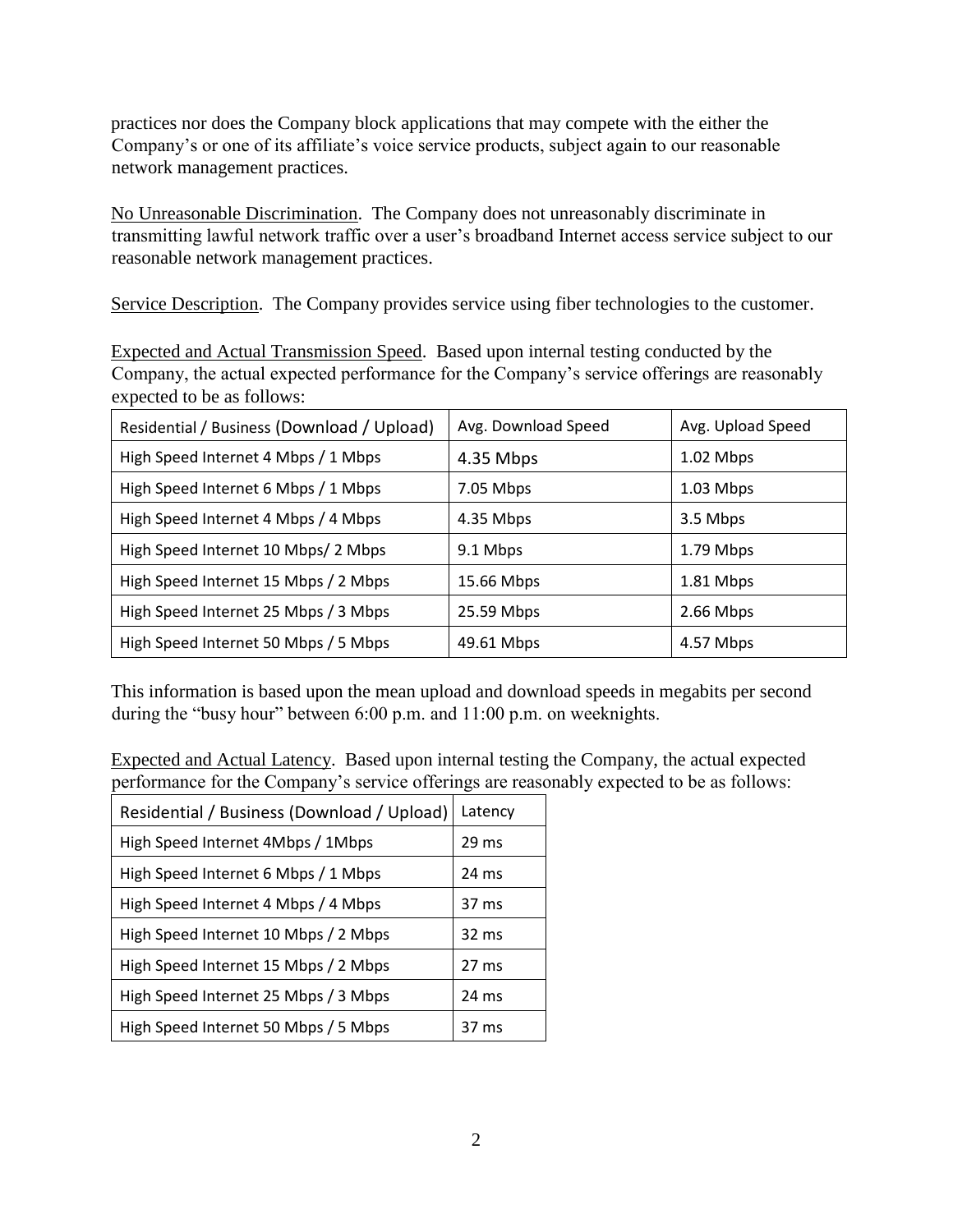practices nor does the Company block applications that may compete with the either the Company's or one of its affiliate's voice service products, subject again to our reasonable network management practices.

No Unreasonable Discrimination. The Company does not unreasonably discriminate in transmitting lawful network traffic over a user's broadband Internet access service subject to our reasonable network management practices.

Service Description. The Company provides service using fiber technologies to the customer.

Expected and Actual Transmission Speed. Based upon internal testing conducted by the Company, the actual expected performance for the Company's service offerings are reasonably expected to be as follows:

| Residential / Business (Download / Upload) | Avg. Download Speed | Avg. Upload Speed |
|---|---|---|
| High Speed Internet 4 Mbps / 1 Mbps | 4.35 Mbps | 1.02 Mbps |
| High Speed Internet 6 Mbps / 1 Mbps | 7.05 Mbps | 1.03 Mbps |
| High Speed Internet 4 Mbps / 4 Mbps | 4.35 Mbps | 3.5 Mbps |
| High Speed Internet 10 Mbps/ 2 Mbps | 9.1 Mbps | 1.79 Mbps |
| High Speed Internet 15 Mbps / 2 Mbps | 15.66 Mbps | 1.81 Mbps |
| High Speed Internet 25 Mbps / 3 Mbps | 25.59 Mbps | 2.66 Mbps |
| High Speed Internet 50 Mbps / 5 Mbps | 49.61 Mbps | 4.57 Mbps |

This information is based upon the mean upload and download speeds in megabits per second during the "busy hour" between 6:00 p.m. and 11:00 p.m. on weeknights.

Expected and Actual Latency. Based upon internal testing the Company, the actual expected performance for the Company's service offerings are reasonably expected to be as follows:

| Residential / Business (Download / Upload) | Latency |
|---|---|
| High Speed Internet 4Mbps / 1Mbps | 29 ms |
| High Speed Internet 6 Mbps / 1 Mbps | 24 ms |
| High Speed Internet 4 Mbps / 4 Mbps | 37 ms |
| High Speed Internet 10 Mbps / 2 Mbps | 32 ms |
| High Speed Internet 15 Mbps / 2 Mbps | 27 ms |
| High Speed Internet 25 Mbps / 3 Mbps | 24 ms |
| High Speed Internet 50 Mbps / 5 Mbps | 37 ms |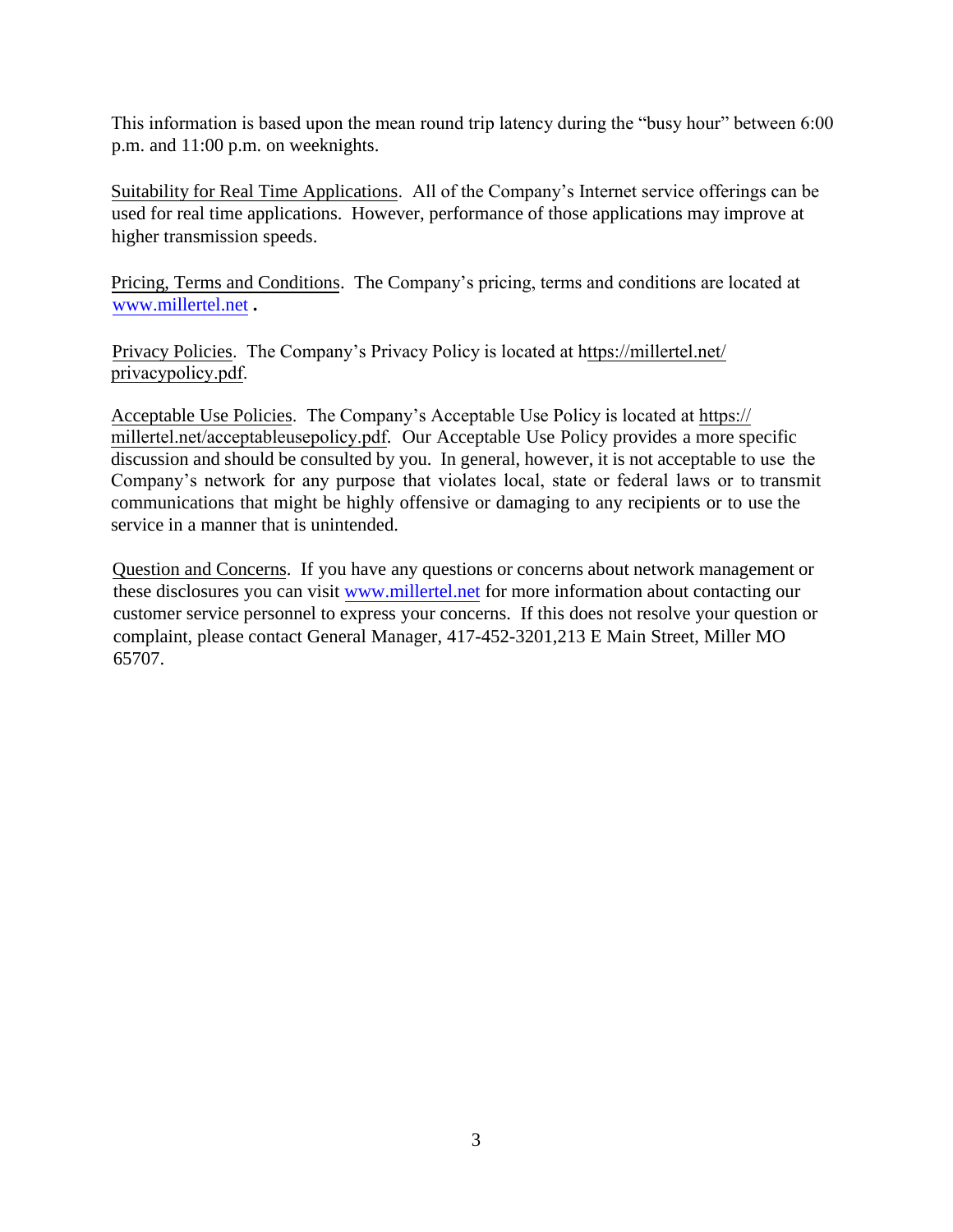This information is based upon the mean round trip latency during the "busy hour" between 6:00 p.m. and 11:00 p.m. on weeknights.

Suitability for Real Time Applications. All of the Company's Internet service offerings can be used for real time applications. However, performance of those applications may improve at higher transmission speeds.

Pricing, Terms and Conditions. The Company's pricing, terms and conditions are located at www.millertel.net .

Privacy Policies. The Company's Privacy Policy is located at https://millertel.net/privacypolicy.pdf.

Acceptable Use Policies. The Company's Acceptable Use Policy is located at https://millertel.net/acceptableusepolicy.pdf. Our Acceptable Use Policy provides a more specific discussion and should be consulted by you. In general, however, it is not acceptable to use the Company's network for any purpose that violates local, state or federal laws or to transmit communications that might be highly offensive or damaging to any recipients or to use the service in a manner that is unintended.

Question and Concerns. If you have any questions or concerns about network management or these disclosures you can visit www.millertel.net for more information about contacting our customer service personnel to express your concerns. If this does not resolve your question or complaint, please contact General Manager, 417-452-3201,213 E Main Street, Miller MO 65707.